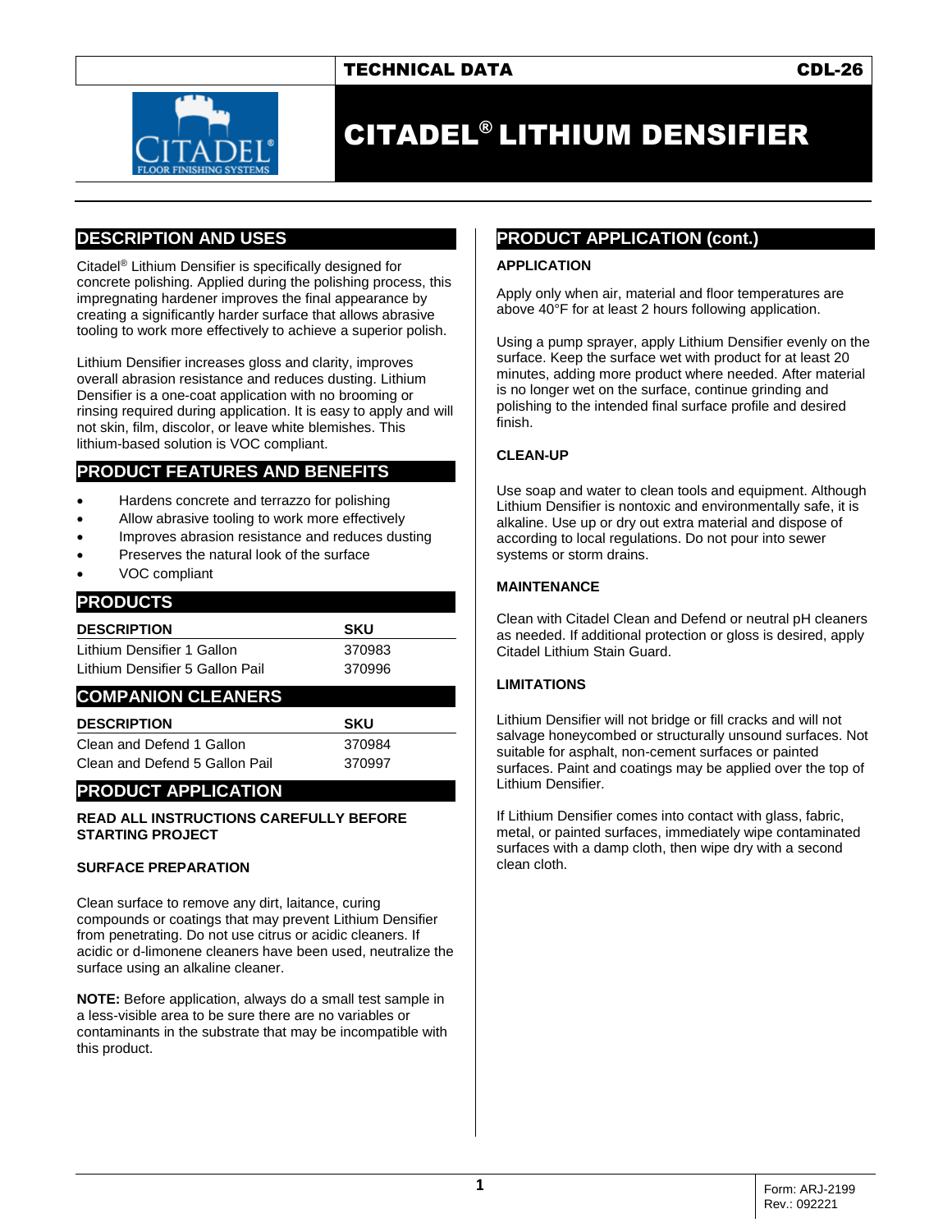TECHNICAL DATA CDL-26

# CITADEL® LITHIUM DENSIFIER

## DESCRIPTION AND USES

Citadel® Lithium Densifier is specifically designed for concrete polishing. Applied during the polishing process, this impregnating hardener improves the final appearance by creating a significantly harder surface that allows abrasive tooling to work more effectively to achieve a superior polish.

Lithium Densifier increases gloss and clarity, improves overall abrasion resistance and reduces dusting. Lithium Densifier is a one-coat application with no brooming or rinsing required during application. It is easy to apply and will not skin, film, discolor, or leave white blemishes. This lithium-based solution is VOC compliant.

## PRODUCT FEATURES AND BENEFITS

- Hardens concrete and terrazzo for polishing
- Allow abrasive tooling to work more effectively
- Improves abrasion resistance and reduces dusting
- Preserves the natural look of the surface
- VOC compliant

## PRODUCTS

| DESCRIPTION | SKU |
|---|---|
| Lithium Densifier 1 Gallon | 370983 |
| Lithium Densifier 5 Gallon Pail | 370996 |

## COMPANION CLEANERS

| DESCRIPTION | SKU |
|---|---|
| Clean and Defend 1 Gallon | 370984 |
| Clean and Defend 5 Gallon Pail | 370997 |

## PRODUCT APPLICATION

**READ ALL INSTRUCTIONS CAREFULLY BEFORE STARTING PROJECT**

### SURFACE PREPARATION

Clean surface to remove any dirt, laitance, curing compounds or coatings that may prevent Lithium Densifier from penetrating. Do not use citrus or acidic cleaners. If acidic or d-limonene cleaners have been used, neutralize the surface using an alkaline cleaner.

**NOTE:** Before application, always do a small test sample in a less-visible area to be sure there are no variables or contaminants in the substrate that may be incompatible with this product.

## PRODUCT APPLICATION (cont.)

### APPLICATION

Apply only when air, material and floor temperatures are above 40°F for at least 2 hours following application.

Using a pump sprayer, apply Lithium Densifier evenly on the surface. Keep the surface wet with product for at least 20 minutes, adding more product where needed. After material is no longer wet on the surface, continue grinding and polishing to the intended final surface profile and desired finish.

### CLEAN-UP

Use soap and water to clean tools and equipment. Although Lithium Densifier is nontoxic and environmentally safe, it is alkaline. Use up or dry out extra material and dispose of according to local regulations. Do not pour into sewer systems or storm drains.

### MAINTENANCE

Clean with Citadel Clean and Defend or neutral pH cleaners as needed. If additional protection or gloss is desired, apply Citadel Lithium Stain Guard.

### LIMITATIONS

Lithium Densifier will not bridge or fill cracks and will not salvage honeycombed or structurally unsound surfaces. Not suitable for asphalt, non-cement surfaces or painted surfaces. Paint and coatings may be applied over the top of Lithium Densifier.

If Lithium Densifier comes into contact with glass, fabric, metal, or painted surfaces, immediately wipe contaminated surfaces with a damp cloth, then wipe dry with a second clean cloth.

Form: ARJ-2199
Rev.: 092221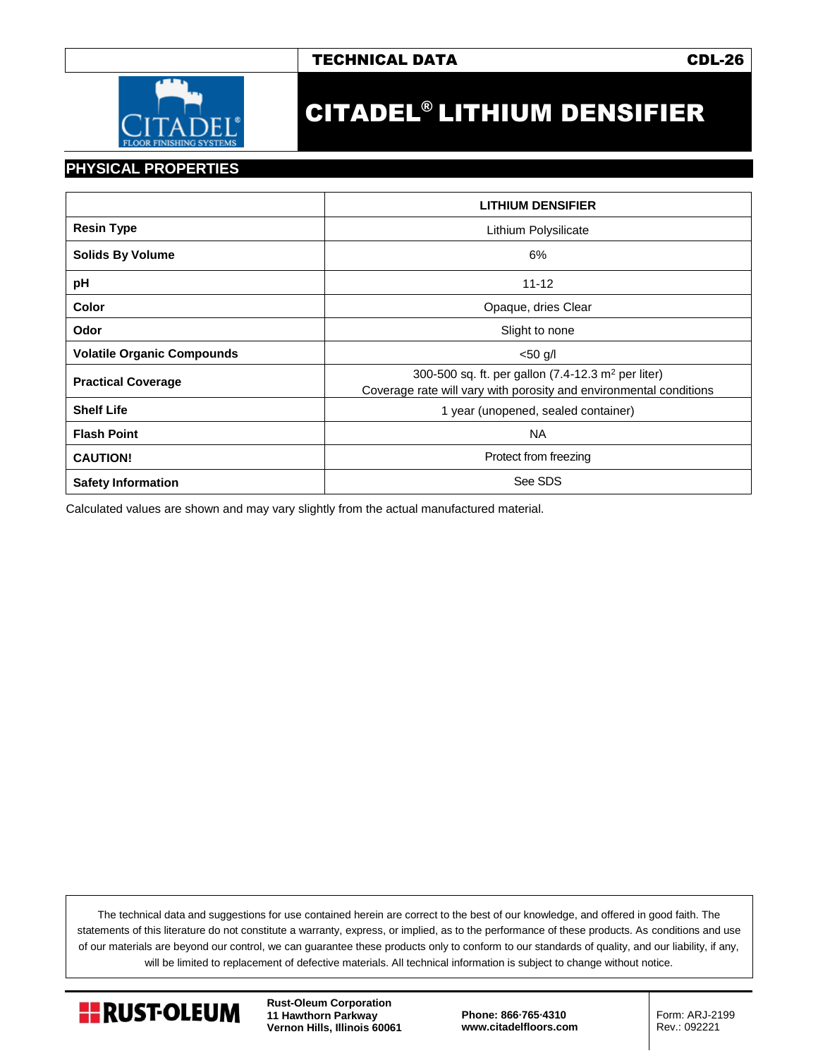# CITADEL® LITHIUM DENSIFIER

TECHNICAL DATA CDL-26

## PHYSICAL PROPERTIES

| | LITHIUM DENSIFIER |
|---|---|
| **Resin Type** | Lithium Polysilicate |
| **Solids By Volume** | 6% |
| **pH** | 11-12 |
| **Color** | Opaque, dries Clear |
| **Odor** | Slight to none |
| **Volatile Organic Compounds** | <50 g/l |
| **Practical Coverage** | 300-500 sq. ft. per gallon (7.4-12.3 $m^2$ per liter)<br>Coverage rate will vary with porosity and environmental conditions |
| **Shelf Life** | 1 year (unopened, sealed container) |
| **Flash Point** | NA |
| **CAUTION!** | Protect from freezing |
| **Safety Information** | See SDS |

Calculated values are shown and may vary slightly from the actual manufactured material.

The technical data and suggestions for use contained herein are correct to the best of our knowledge, and offered in good faith. The statements of this literature do not constitute a warranty, express, or implied, as to the performance of these products. As conditions and use of our materials are beyond our control, we can guarantee these products only to conform to our standards of quality, and our liability, if any, will be limited to replacement of defective materials. All technical information is subject to change without notice.

**RUST-OLEUM**

**Rust-Oleum Corporation**
**11 Hawthorn Parkway**
**Vernon Hills, Illinois 60061**

**Phone: 866·765·4310**
**www.citadelfloors.com**

Form: ARJ-2199
Rev.: 092221